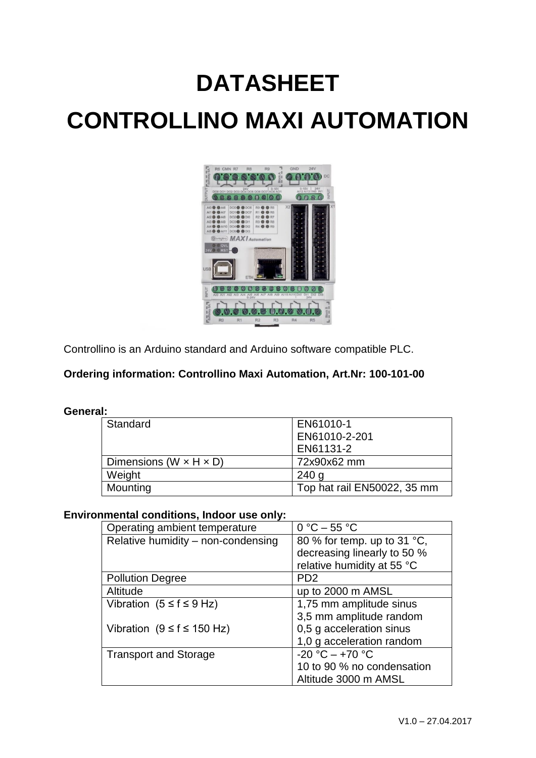# DATASHEET

# CONTROLLINO MAXI AUTOMATION

Controllino is an Arduino standard and Arduino software compatible PLC.

**Ordering information: Controllino Maxi Automation, Art.Nr: 100-101-00**

**General:**

| | |
|---|---|
| Standard | EN61010-1<br>EN61010-2-201<br>EN61131-2 |
| Dimensions (W × H × D) | 72x90x62 mm |
| Weight | 240 g |
| Mounting | Top hat rail EN50022, 35 mm |

**Environmental conditions, Indoor use only:**

| | |
|---|---|
| Operating ambient temperature | 0 °C – 55 °C |
| Relative humidity – non-condensing | 80 % for temp. up to 31 °C, decreasing linearly to 50 % relative humidity at 55 °C |
| Pollution Degree | PD2 |
| Altitude | up to 2000 m AMSL |
| Vibration (5 ≤ f ≤ 9 Hz)<br><br>Vibration (9 ≤ f ≤ 150 Hz) | 1,75 mm amplitude sinus<br>3,5 mm amplitude random<br>0,5 g acceleration sinus<br>1,0 g acceleration random |
| Transport and Storage | -20 °C – +70 °C<br>10 to 90 % no condensation<br>Altitude 3000 m AMSL |

V1.0 – 27.04.2017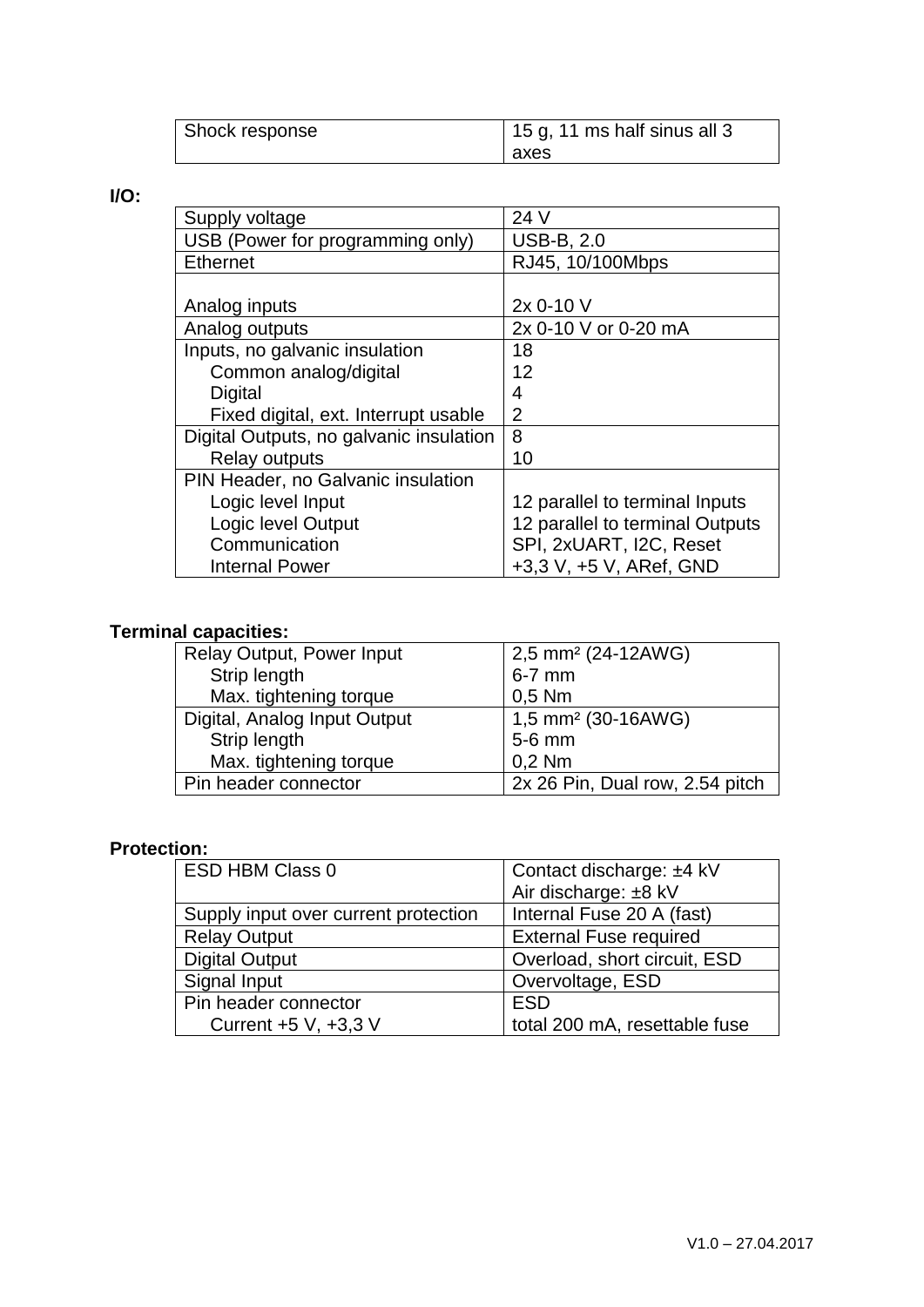| Shock response | 15 g, 11 ms half sinus all 3 axes |
|---|---|

**I/O:**

| Supply voltage | 24 V |
|---|---|
| USB (Power for programming only) | USB-B, 2.0 |
| Ethernet | RJ45, 10/100Mbps |
| Analog inputs | 2x 0-10 V |
| Analog outputs | 2x 0-10 V or 0-20 mA |
| Inputs, no galvanic insulation<br>Common analog/digital<br>Digital<br>Fixed digital, ext. Interrupt usable | 18<br>12<br>4<br>2 |
| Digital Outputs, no galvanic insulation<br>Relay outputs | 8<br>10 |
| PIN Header, no Galvanic insulation<br>Logic level Input<br>Logic level Output<br>Communication<br>Internal Power | <br>12 parallel to terminal Inputs<br>12 parallel to terminal Outputs<br>SPI, 2xUART, I2C, Reset<br>+3,3 V, +5 V, ARef, GND |

**Terminal capacities:**

| Relay Output, Power Input<br>Strip length<br>Max. tightening torque | 2,5 mm² (24-12AWG)<br>6-7 mm<br>0,5 Nm |
|---|---|
| Digital, Analog Input Output<br>Strip length<br>Max. tightening torque | 1,5 mm² (30-16AWG)<br>5-6 mm<br>0,2 Nm |
| Pin header connector | 2x 26 Pin, Dual row, 2.54 pitch |

**Protection:**

| ESD HBM Class 0 | Contact discharge: ±4 kV<br>Air discharge: ±8 kV |
|---|---|
| Supply input over current protection | Internal Fuse 20 A (fast) |
| Relay Output | External Fuse required |
| Digital Output | Overload, short circuit, ESD |
| Signal Input | Overvoltage, ESD |
| Pin header connector<br>Current +5 V, +3,3 V | ESD<br>total 200 mA, resettable fuse |

V1.0 – 27.04.2017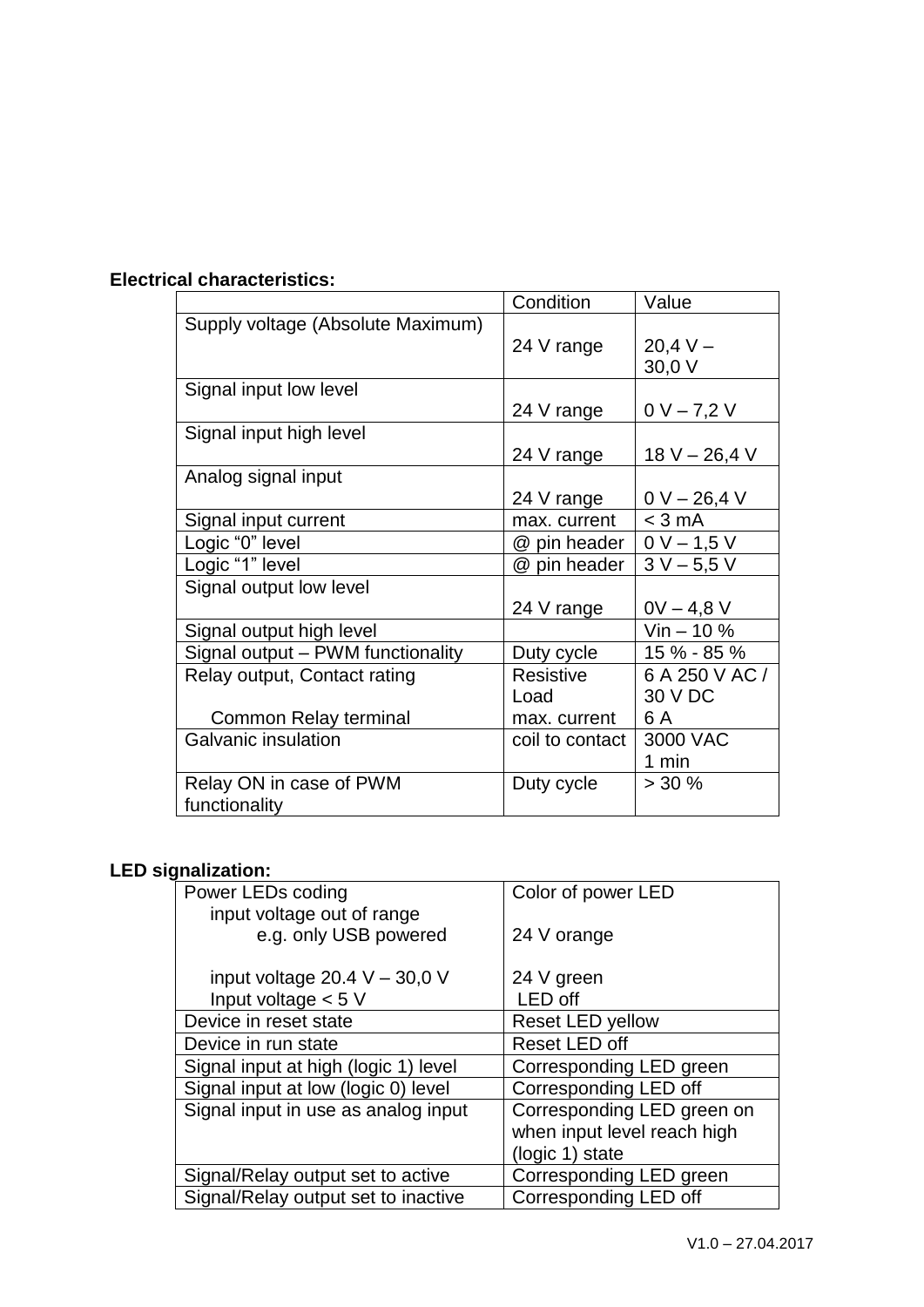**Electrical characteristics:**

| | Condition | Value |
|---|---|---|
| Supply voltage (Absolute Maximum) | 24 V range | 20,4 V – 30,0 V |
| Signal input low level | 24 V range | 0 V – 7,2 V |
| Signal input high level | 24 V range | 18 V – 26,4 V |
| Analog signal input | 24 V range | 0 V – 26,4 V |
| Signal input current | max. current | < 3 mA |
| Logic “0” level | @ pin header | 0 V – 1,5 V |
| Logic “1” level | @ pin header | 3 V – 5,5 V |
| Signal output low level | 24 V range | 0V – 4,8 V |
| Signal output high level | | Vin – 10 % |
| Signal output – PWM functionality | Duty cycle | 15 % - 85 % |
| Relay output, Contact rating<br>Common Relay terminal | Resistive Load<br>max. current | 6 A 250 V AC / 30 V DC<br>6 A |
| Galvanic insulation | coil to contact | 3000 VAC 1 min |
| Relay ON in case of PWM functionality | Duty cycle | > 30 % |

**LED signalization:**

| Power LEDs coding<br>input voltage out of range<br>e.g. only USB powered<br><br>input voltage 20.4 V – 30,0 V<br>Input voltage < 5 V | Color of power LED<br><br>24 V orange<br><br>24 V green<br>LED off |
|---|---|
| Device in reset state | Reset LED yellow |
| Device in run state | Reset LED off |
| Signal input at high (logic 1) level | Corresponding LED green |
| Signal input at low (logic 0) level | Corresponding LED off |
| Signal input in use as analog input | Corresponding LED green on when input level reach high (logic 1) state |
| Signal/Relay output set to active | Corresponding LED green |
| Signal/Relay output set to inactive | Corresponding LED off |

V1.0 – 27.04.2017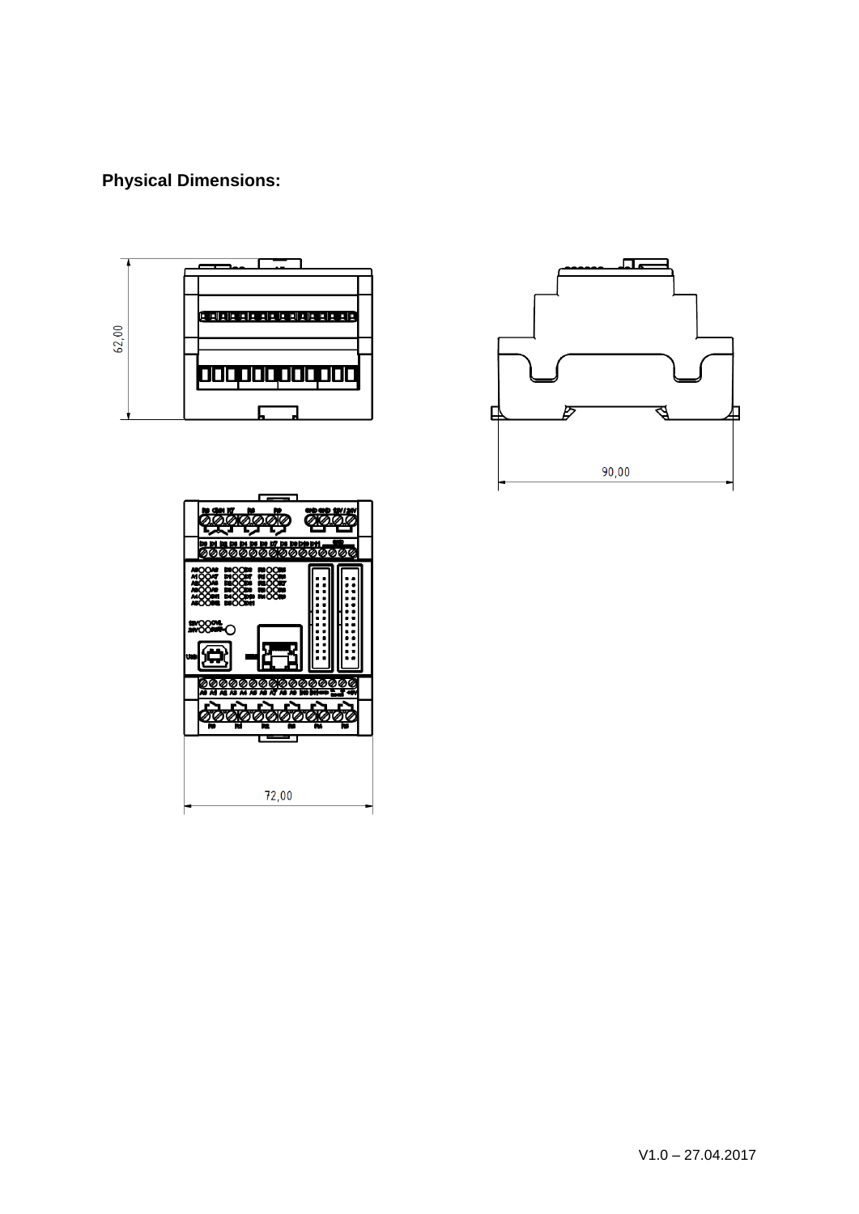**Physical Dimensions:**

62,00

90,00

72,00